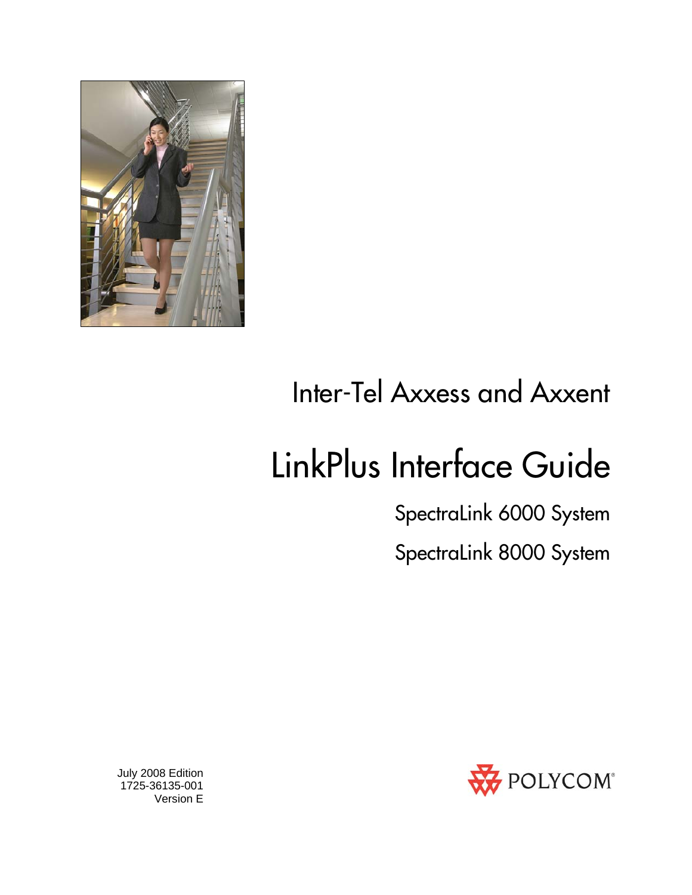Inter-Tel Axxess and Axxent

# LinkPlus Interface Guide

SpectraLink 6000 System

SpectraLink 8000 System

July 2008 Edition
1725-36135-001
Version E

POLYCOM®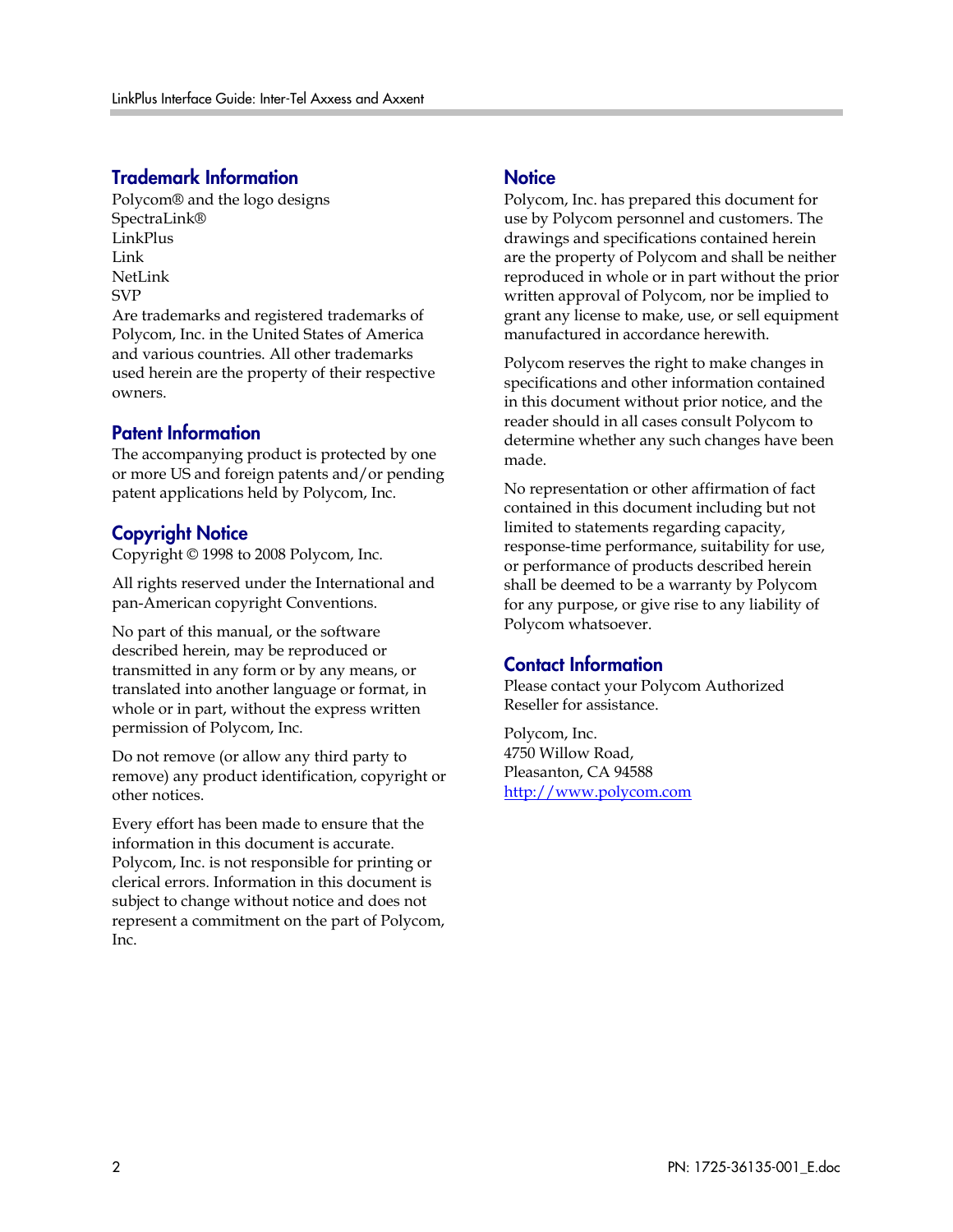## Trademark Information

Polycom® and the logo designs
SpectraLink®
LinkPlus
Link
NetLink
SVP
Are trademarks and registered trademarks of Polycom, Inc. in the United States of America and various countries. All other trademarks used herein are the property of their respective owners.

## Patent Information

The accompanying product is protected by one or more US and foreign patents and/or pending patent applications held by Polycom, Inc.

## Copyright Notice

Copyright © 1998 to 2008 Polycom, Inc.

All rights reserved under the International and pan-American copyright Conventions.

No part of this manual, or the software described herein, may be reproduced or transmitted in any form or by any means, or translated into another language or format, in whole or in part, without the express written permission of Polycom, Inc.

Do not remove (or allow any third party to remove) any product identification, copyright or other notices.

Every effort has been made to ensure that the information in this document is accurate. Polycom, Inc. is not responsible for printing or clerical errors. Information in this document is subject to change without notice and does not represent a commitment on the part of Polycom, Inc.

## Notice

Polycom, Inc. has prepared this document for use by Polycom personnel and customers. The drawings and specifications contained herein are the property of Polycom and shall be neither reproduced in whole or in part without the prior written approval of Polycom, nor be implied to grant any license to make, use, or sell equipment manufactured in accordance herewith.

Polycom reserves the right to make changes in specifications and other information contained in this document without prior notice, and the reader should in all cases consult Polycom to determine whether any such changes have been made.

No representation or other affirmation of fact contained in this document including but not limited to statements regarding capacity, response-time performance, suitability for use, or performance of products described herein shall be deemed to be a warranty by Polycom for any purpose, or give rise to any liability of Polycom whatsoever.

## Contact Information

Please contact your Polycom Authorized Reseller for assistance.

Polycom, Inc.
4750 Willow Road,
Pleasanton, CA 94588
http://www.polycom.com

PN: 1725-36135-001_E.doc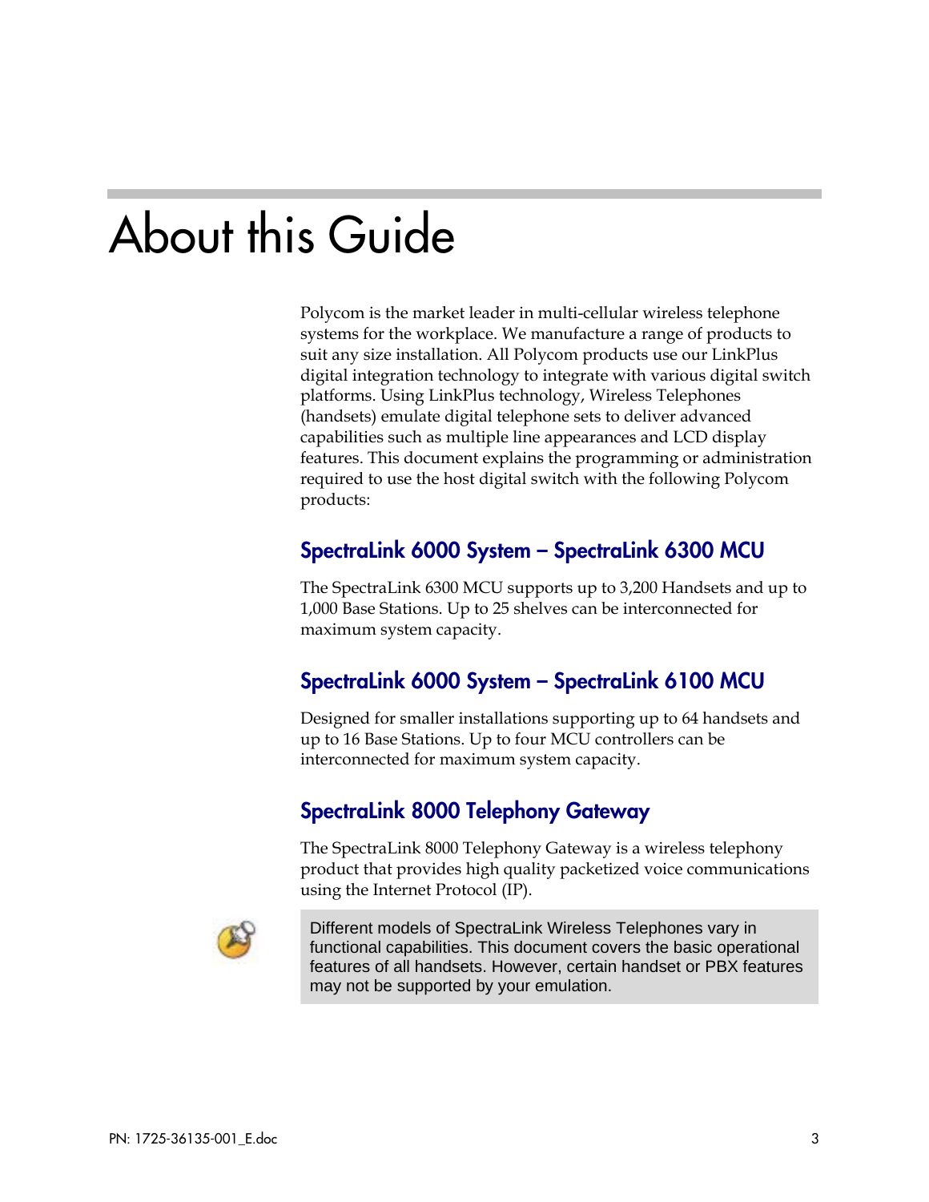# About this Guide

Polycom is the market leader in multi-cellular wireless telephone systems for the workplace. We manufacture a range of products to suit any size installation. All Polycom products use our LinkPlus digital integration technology to integrate with various digital switch platforms. Using LinkPlus technology, Wireless Telephones (handsets) emulate digital telephone sets to deliver advanced capabilities such as multiple line appearances and LCD display features. This document explains the programming or administration required to use the host digital switch with the following Polycom products:

## SpectraLink 6000 System – SpectraLink 6300 MCU

The SpectraLink 6300 MCU supports up to 3,200 Handsets and up to 1,000 Base Stations. Up to 25 shelves can be interconnected for maximum system capacity.

## SpectraLink 6000 System – SpectraLink 6100 MCU

Designed for smaller installations supporting up to 64 handsets and up to 16 Base Stations. Up to four MCU controllers can be interconnected for maximum system capacity.

## SpectraLink 8000 Telephony Gateway

The SpectraLink 8000 Telephony Gateway is a wireless telephony product that provides high quality packetized voice communications using the Internet Protocol (IP).

> Different models of SpectraLink Wireless Telephones vary in functional capabilities. This document covers the basic operational features of all handsets. However, certain handset or PBX features may not be supported by your emulation.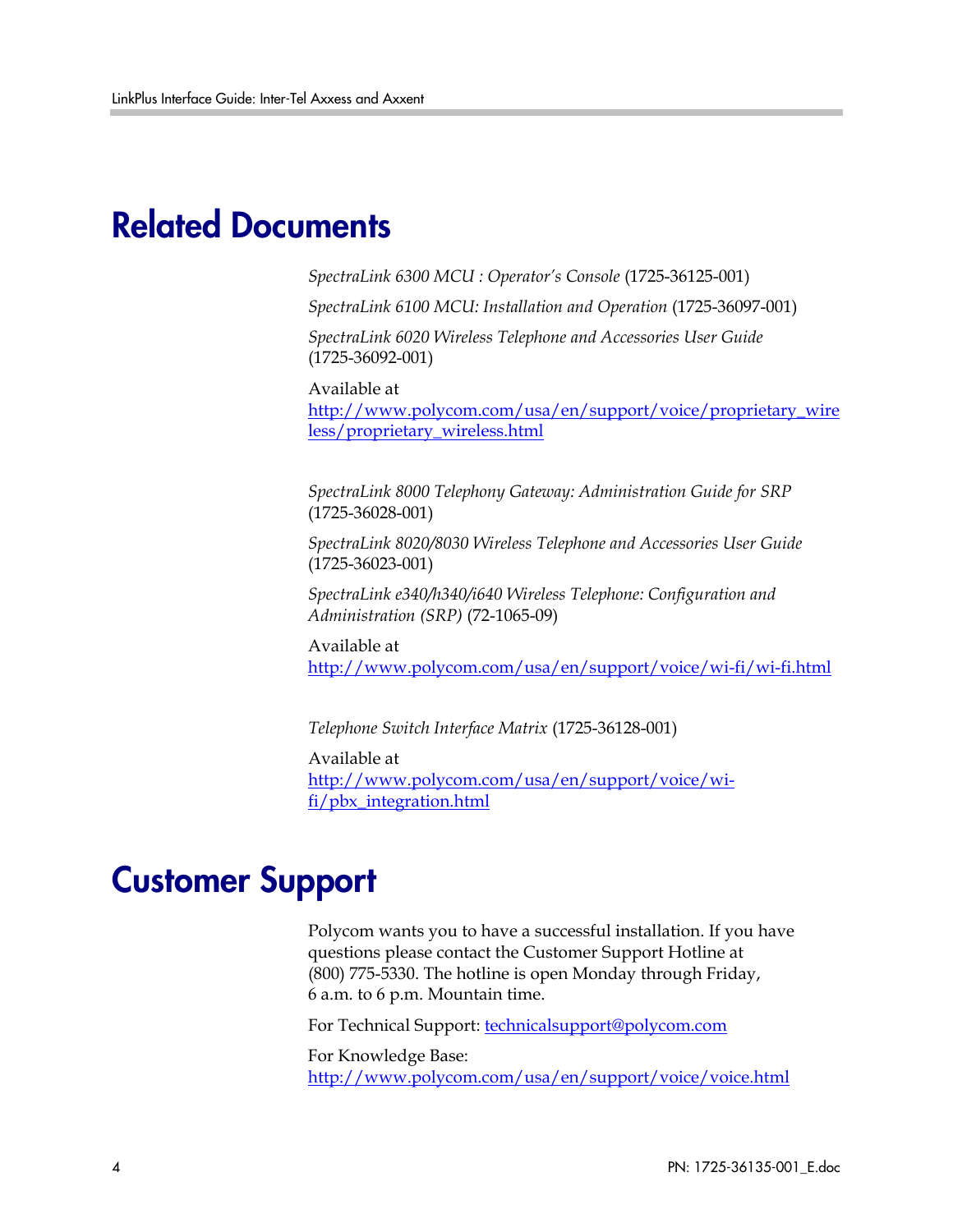# Related Documents

*SpectraLink 6300 MCU : Operator's Console* (1725-36125-001)

*SpectraLink 6100 MCU: Installation and Operation* (1725-36097-001)

*SpectraLink 6020 Wireless Telephone and Accessories User Guide* (1725-36092-001)

Available at
http://www.polycom.com/usa/en/support/voice/proprietary_wireless/proprietary_wireless.html

*SpectraLink 8000 Telephony Gateway: Administration Guide for SRP* (1725-36028-001)

*SpectraLink 8020/8030 Wireless Telephone and Accessories User Guide* (1725-36023-001)

*SpectraLink e340/h340/i640 Wireless Telephone: Configuration and Administration (SRP)* (72-1065-09)

Available at
http://www.polycom.com/usa/en/support/voice/wi-fi/wi-fi.html

*Telephone Switch Interface Matrix* (1725-36128-001)

Available at
http://www.polycom.com/usa/en/support/voice/wi-fi/pbx_integration.html

# Customer Support

Polycom wants you to have a successful installation. If you have questions please contact the Customer Support Hotline at (800) 775-5330. The hotline is open Monday through Friday, 6 a.m. to 6 p.m. Mountain time.

For Technical Support: technicalsupport@polycom.com

For Knowledge Base:
http://www.polycom.com/usa/en/support/voice/voice.html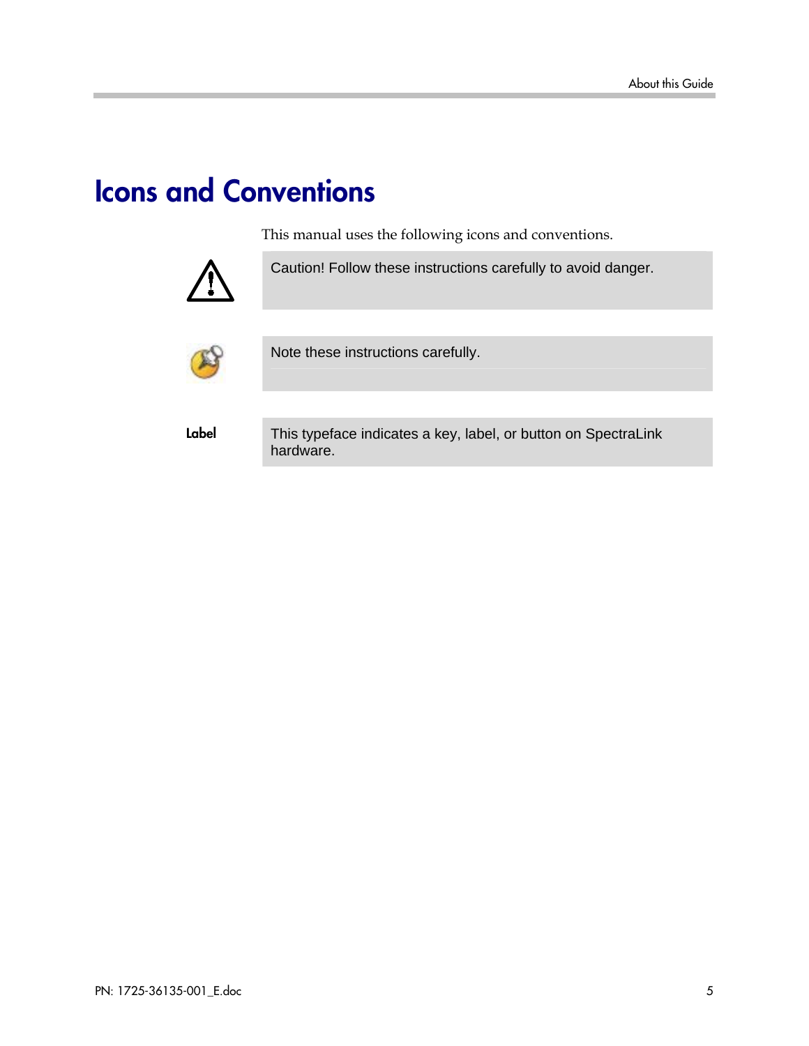# Icons and Conventions

This manual uses the following icons and conventions.

| | |
|---|---|
| | Caution! Follow these instructions carefully to avoid danger. |
| | Note these instructions carefully. |
| **Label** | This typeface indicates a key, label, or button on SpectraLink hardware. |

PN: 1725-36135-001_E.doc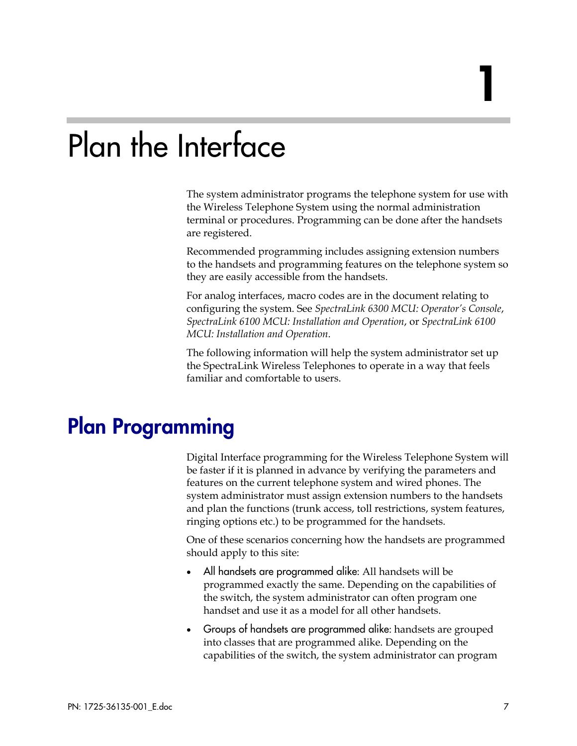# 1

# Plan the Interface

The system administrator programs the telephone system for use with the Wireless Telephone System using the normal administration terminal or procedures. Programming can be done after the handsets are registered.

Recommended programming includes assigning extension numbers to the handsets and programming features on the telephone system so they are easily accessible from the handsets.

For analog interfaces, macro codes are in the document relating to configuring the system. See *SpectraLink 6300 MCU: Operator's Console*, *SpectraLink 6100 MCU: Installation and Operation*, or *SpectraLink 6100 MCU: Installation and Operation*.

The following information will help the system administrator set up the SpectraLink Wireless Telephones to operate in a way that feels familiar and comfortable to users.

## Plan Programming

Digital Interface programming for the Wireless Telephone System will be faster if it is planned in advance by verifying the parameters and features on the current telephone system and wired phones. The system administrator must assign extension numbers to the handsets and plan the functions (trunk access, toll restrictions, system features, ringing options etc.) to be programmed for the handsets.

One of these scenarios concerning how the handsets are programmed should apply to this site:

- All handsets are programmed alike: All handsets will be programmed exactly the same. Depending on the capabilities of the switch, the system administrator can often program one handset and use it as a model for all other handsets.
- Groups of handsets are programmed alike: handsets are grouped into classes that are programmed alike. Depending on the capabilities of the switch, the system administrator can program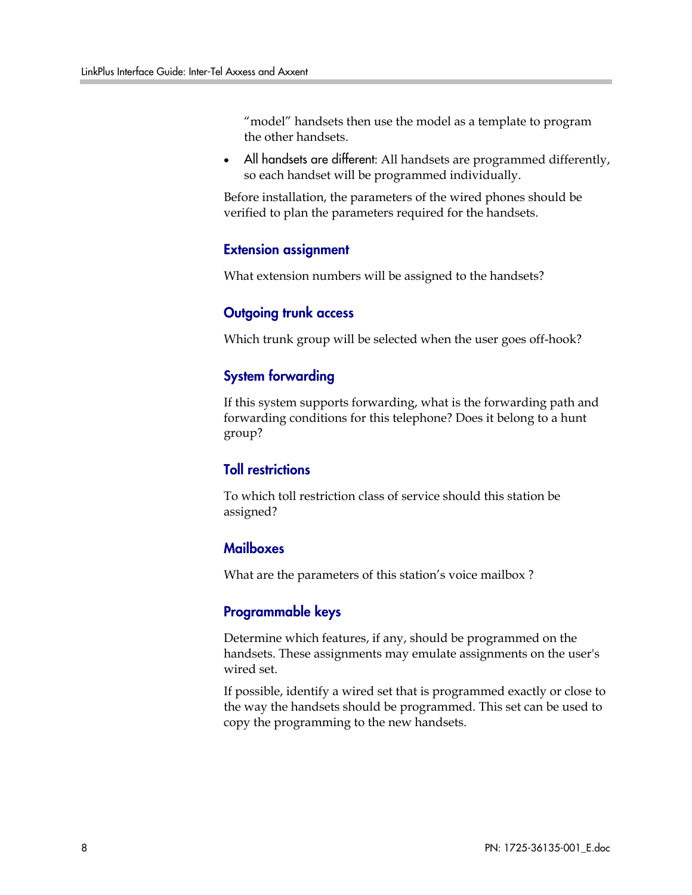"model" handsets then use the model as a template to program the other handsets.

- All handsets are different: All handsets are programmed differently, so each handset will be programmed individually.

Before installation, the parameters of the wired phones should be verified to plan the parameters required for the handsets.

### Extension assignment

What extension numbers will be assigned to the handsets?

### Outgoing trunk access

Which trunk group will be selected when the user goes off-hook?

### System forwarding

If this system supports forwarding, what is the forwarding path and forwarding conditions for this telephone? Does it belong to a hunt group?

### Toll restrictions

To which toll restriction class of service should this station be assigned?

### Mailboxes

What are the parameters of this station's voice mailbox ?

### Programmable keys

Determine which features, if any, should be programmed on the handsets. These assignments may emulate assignments on the user's wired set.

If possible, identify a wired set that is programmed exactly or close to the way the handsets should be programmed. This set can be used to copy the programming to the new handsets.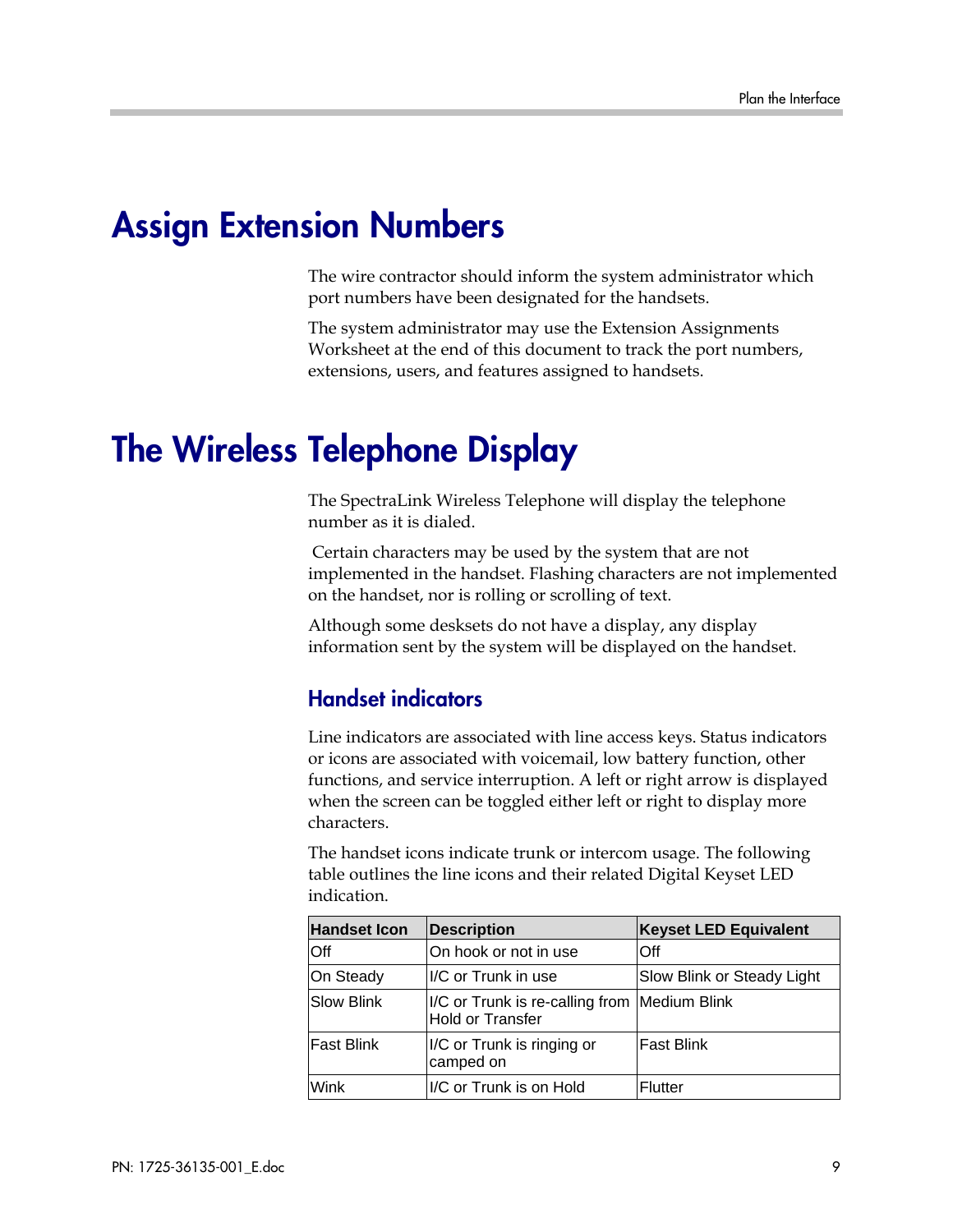# Assign Extension Numbers

The wire contractor should inform the system administrator which port numbers have been designated for the handsets.

The system administrator may use the Extension Assignments Worksheet at the end of this document to track the port numbers, extensions, users, and features assigned to handsets.

# The Wireless Telephone Display

The SpectraLink Wireless Telephone will display the telephone number as it is dialed.

Certain characters may be used by the system that are not implemented in the handset. Flashing characters are not implemented on the handset, nor is rolling or scrolling of text.

Although some desksets do not have a display, any display information sent by the system will be displayed on the handset.

## Handset indicators

Line indicators are associated with line access keys. Status indicators or icons are associated with voicemail, low battery function, other functions, and service interruption. A left or right arrow is displayed when the screen can be toggled either left or right to display more characters.

The handset icons indicate trunk or intercom usage. The following table outlines the line icons and their related Digital Keyset LED indication.

| Handset Icon | Description | Keyset LED Equivalent |
|---|---|---|
| Off | On hook or not in use | Off |
| On Steady | I/C or Trunk in use | Slow Blink or Steady Light |
| Slow Blink | I/C or Trunk is re-calling from Hold or Transfer | Medium Blink |
| Fast Blink | I/C or Trunk is ringing or camped on | Fast Blink |
| Wink | I/C or Trunk is on Hold | Flutter |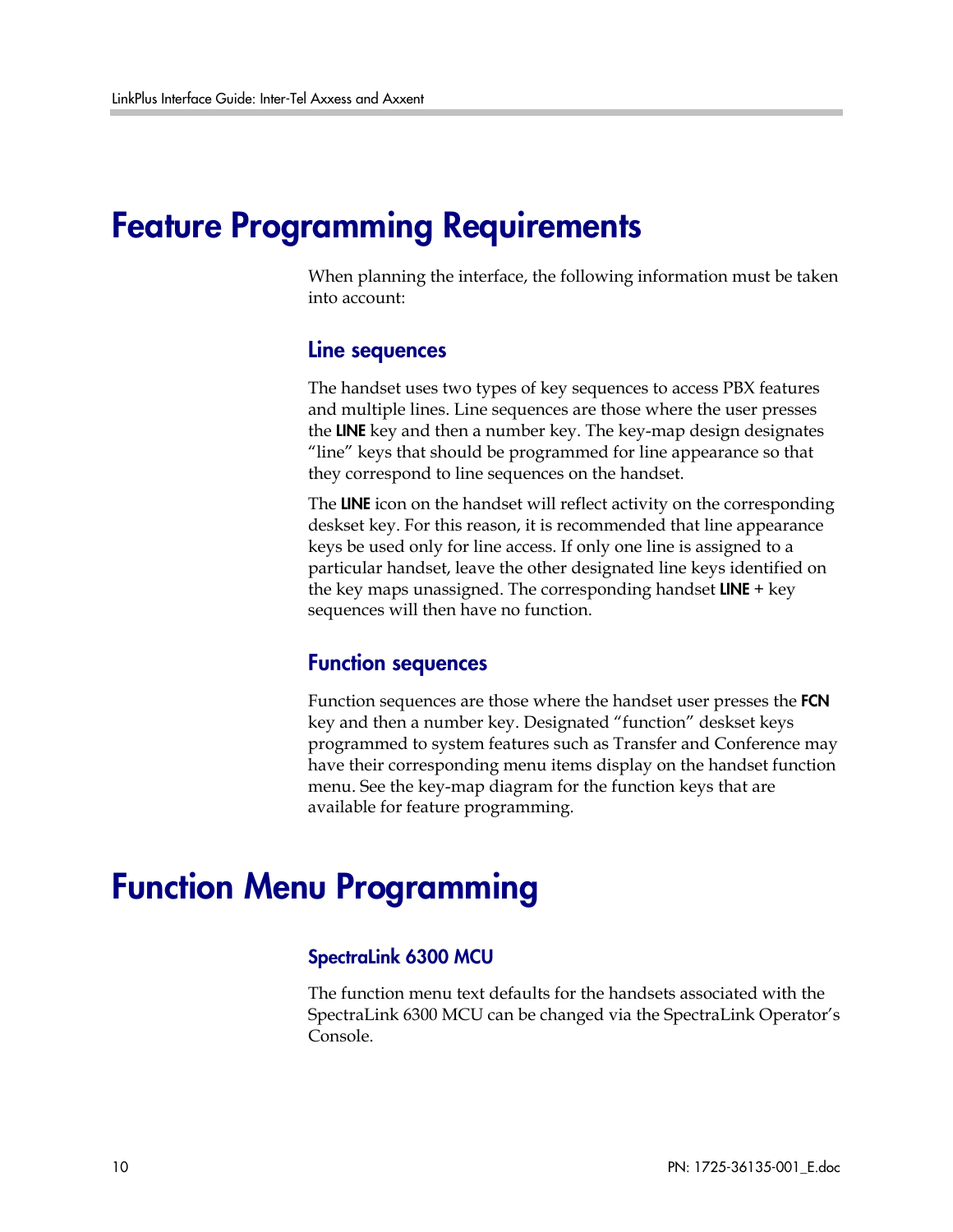# Feature Programming Requirements

When planning the interface, the following information must be taken into account:

## Line sequences

The handset uses two types of key sequences to access PBX features and multiple lines. Line sequences are those where the user presses the **LINE** key and then a number key. The key-map design designates "line" keys that should be programmed for line appearance so that they correspond to line sequences on the handset.

The **LINE** icon on the handset will reflect activity on the corresponding deskset key. For this reason, it is recommended that line appearance keys be used only for line access. If only one line is assigned to a particular handset, leave the other designated line keys identified on the key maps unassigned. The corresponding handset **LINE** + key sequences will then have no function.

## Function sequences

Function sequences are those where the handset user presses the **FCN** key and then a number key. Designated "function" deskset keys programmed to system features such as Transfer and Conference may have their corresponding menu items display on the handset function menu. See the key-map diagram for the function keys that are available for feature programming.

# Function Menu Programming

### SpectraLink 6300 MCU

The function menu text defaults for the handsets associated with the SpectraLink 6300 MCU can be changed via the SpectraLink Operator's Console.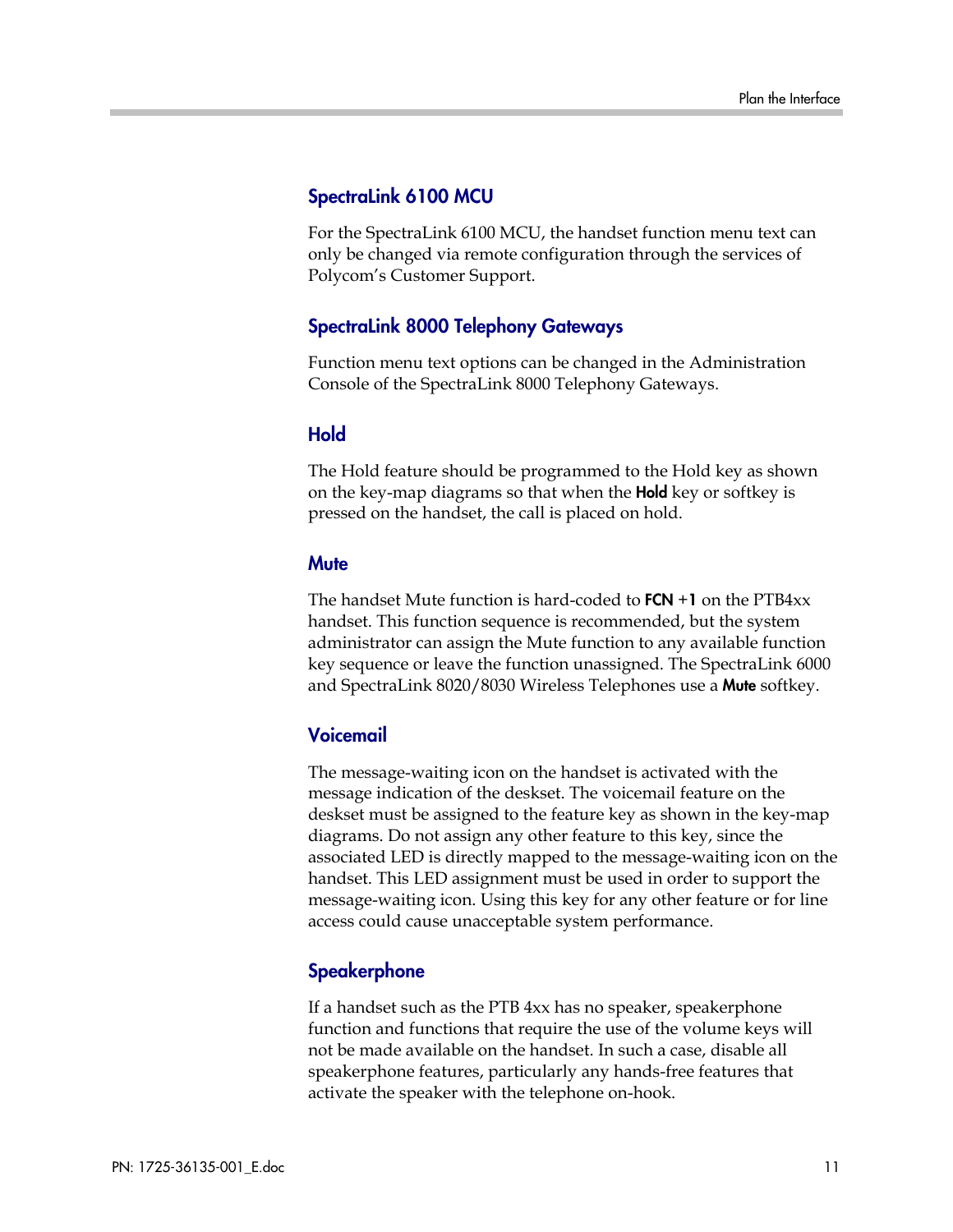### SpectraLink 6100 MCU

For the SpectraLink 6100 MCU, the handset function menu text can only be changed via remote configuration through the services of Polycom's Customer Support.

### SpectraLink 8000 Telephony Gateways

Function menu text options can be changed in the Administration Console of the SpectraLink 8000 Telephony Gateways.

### Hold

The Hold feature should be programmed to the Hold key as shown on the key-map diagrams so that when the **Hold** key or softkey is pressed on the handset, the call is placed on hold.

### Mute

The handset Mute function is hard-coded to **FCN +1** on the PTB4xx handset. This function sequence is recommended, but the system administrator can assign the Mute function to any available function key sequence or leave the function unassigned. The SpectraLink 6000 and SpectraLink 8020/8030 Wireless Telephones use a **Mute** softkey.

### Voicemail

The message-waiting icon on the handset is activated with the message indication of the deskset. The voicemail feature on the deskset must be assigned to the feature key as shown in the key-map diagrams. Do not assign any other feature to this key, since the associated LED is directly mapped to the message-waiting icon on the handset. This LED assignment must be used in order to support the message-waiting icon. Using this key for any other feature or for line access could cause unacceptable system performance.

### Speakerphone

If a handset such as the PTB 4xx has no speaker, speakerphone function and functions that require the use of the volume keys will not be made available on the handset. In such a case, disable all speakerphone features, particularly any hands-free features that activate the speaker with the telephone on-hook.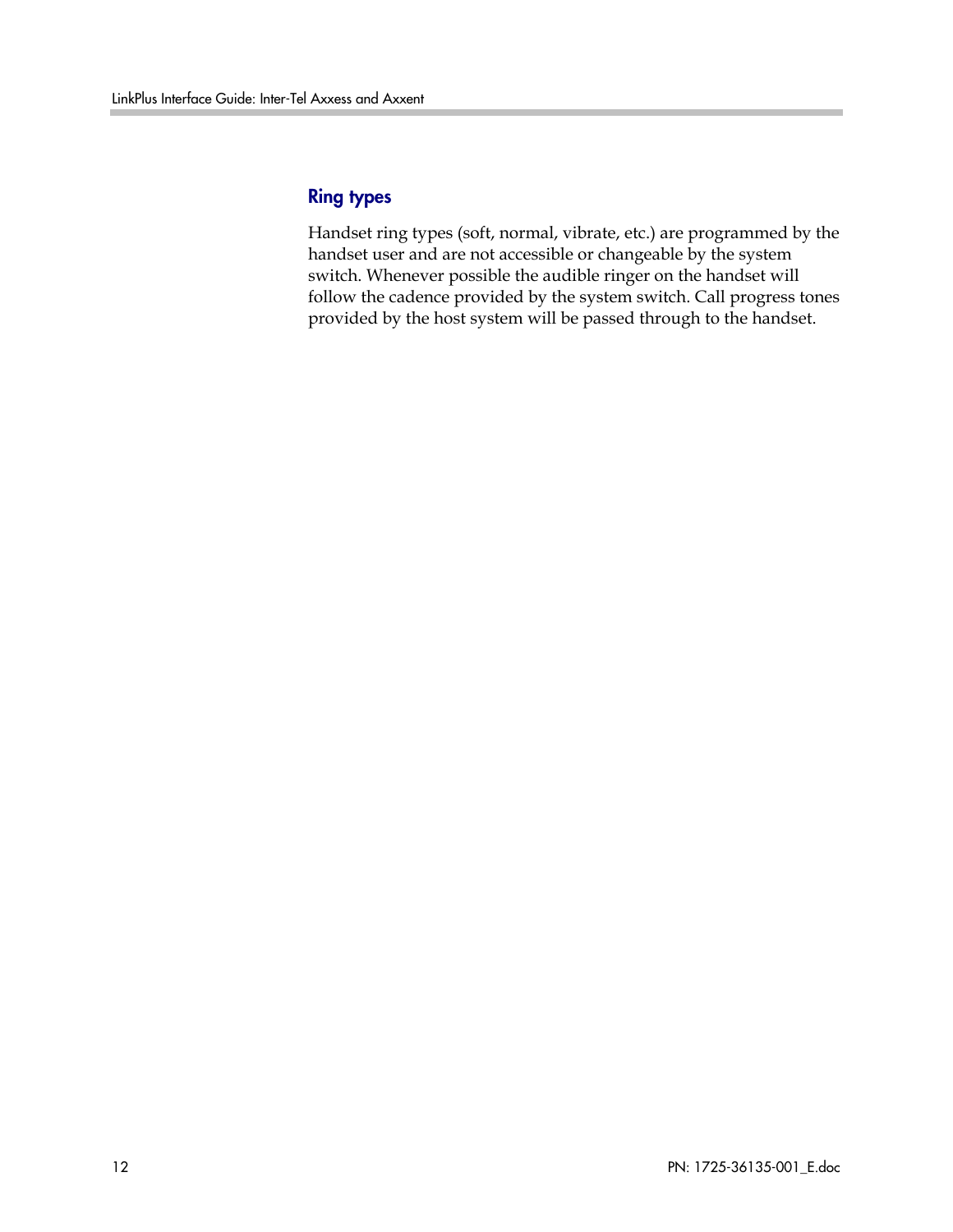## Ring types

Handset ring types (soft, normal, vibrate, etc.) are programmed by the handset user and are not accessible or changeable by the system switch. Whenever possible the audible ringer on the handset will follow the cadence provided by the system switch. Call progress tones provided by the host system will be passed through to the handset.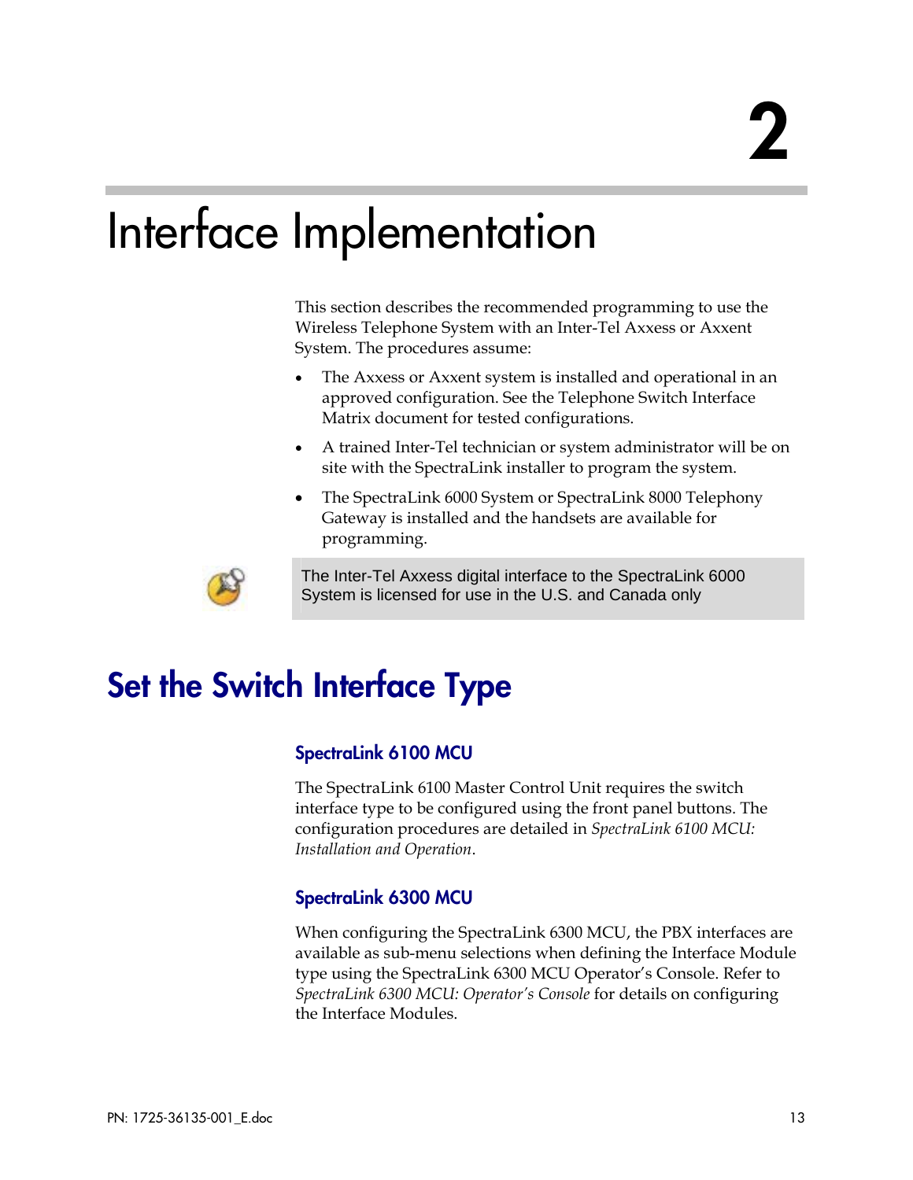# 2

# Interface Implementation

This section describes the recommended programming to use the Wireless Telephone System with an Inter-Tel Axxess or Axxent System. The procedures assume:

- The Axxess or Axxent system is installed and operational in an approved configuration. See the Telephone Switch Interface Matrix document for tested configurations.
- A trained Inter-Tel technician or system administrator will be on site with the SpectraLink installer to program the system.
- The SpectraLink 6000 System or SpectraLink 8000 Telephony Gateway is installed and the handsets are available for programming.

> The Inter-Tel Axxess digital interface to the SpectraLink 6000 System is licensed for use in the U.S. and Canada only

## Set the Switch Interface Type

### SpectraLink 6100 MCU

The SpectraLink 6100 Master Control Unit requires the switch interface type to be configured using the front panel buttons. The configuration procedures are detailed in *SpectraLink 6100 MCU: Installation and Operation*.

### SpectraLink 6300 MCU

When configuring the SpectraLink 6300 MCU, the PBX interfaces are available as sub-menu selections when defining the Interface Module type using the SpectraLink 6300 MCU Operator's Console. Refer to *SpectraLink 6300 MCU: Operator's Console* for details on configuring the Interface Modules.

PN: 1725-36135-001_E.doc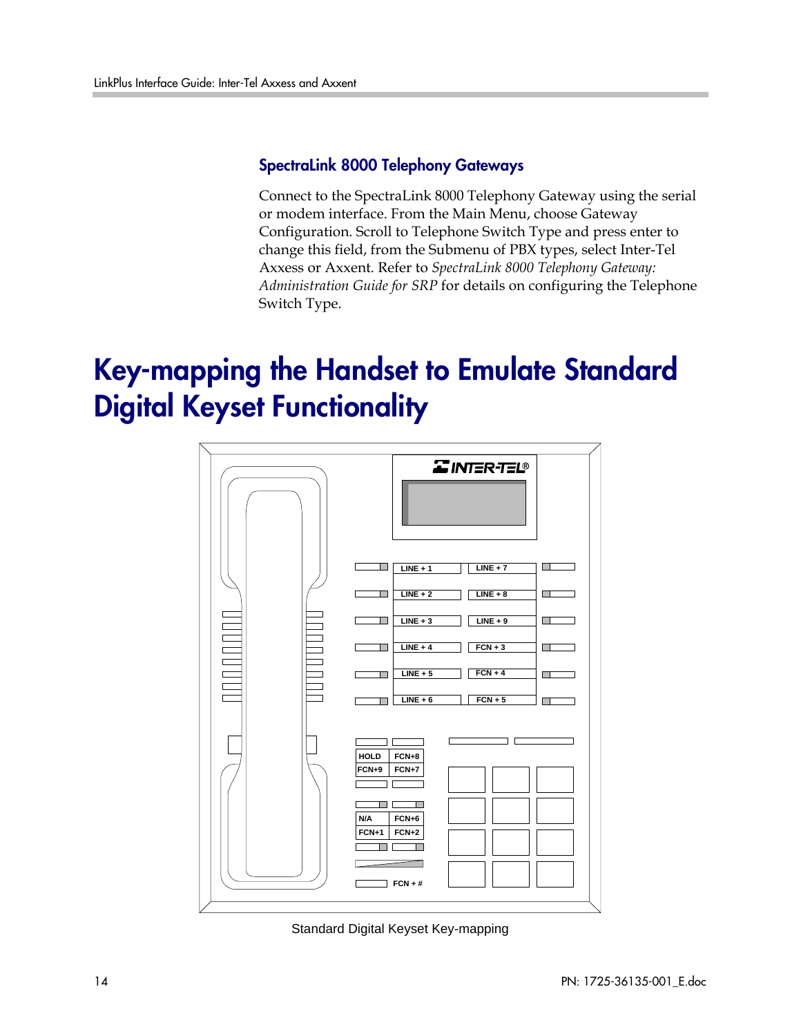### SpectraLink 8000 Telephony Gateways

Connect to the SpectraLink 8000 Telephony Gateway using the serial or modem interface. From the Main Menu, choose Gateway Configuration. Scroll to Telephone Switch Type and press enter to change this field, from the Submenu of PBX types, select Inter-Tel Axxess or Axxent. Refer to *SpectraLink 8000 Telephony Gateway: Administration Guide for SRP* for details on configuring the Telephone Switch Type.

# Key-mapping the Handset to Emulate Standard Digital Keyset Functionality

INTER-TEL®

LINE + 1
LINE + 7
LINE + 2
LINE + 8
LINE + 3
LINE + 9
LINE + 4
FCN + 3
LINE + 5
FCN + 4
LINE + 6
FCN + 5
HOLD
FCN+8
FCN+9
FCN+7
N/A
FCN+6
FCN+1
FCN+2
FCN + #

Standard Digital Keyset Key-mapping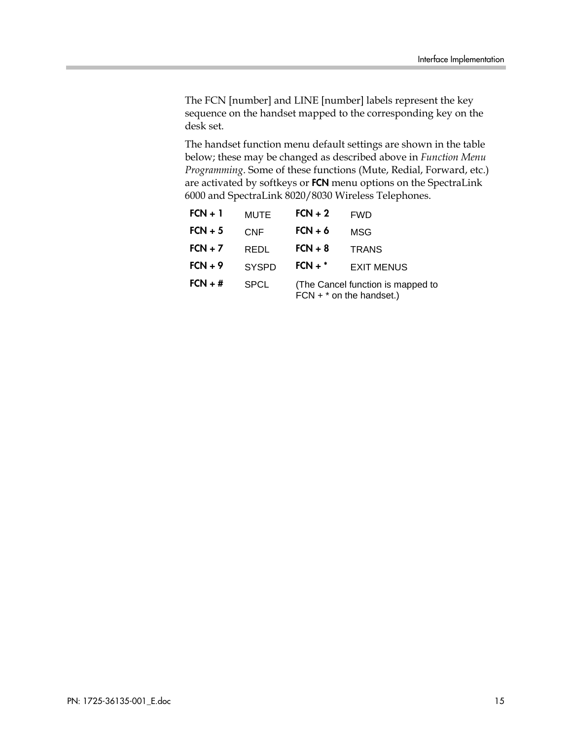The FCN [number] and LINE [number] labels represent the key sequence on the handset mapped to the corresponding key on the desk set.

The handset function menu default settings are shown in the table below; these may be changed as described above in *Function Menu Programming*. Some of these functions (Mute, Redial, Forward, etc.) are activated by softkeys or **FCN** menu options on the SpectraLink 6000 and SpectraLink 8020/8030 Wireless Telephones.

| | | | |
|---|---|---|---|
| **FCN + 1** | MUTE | **FCN + 2** | FWD |
| **FCN + 5** | CNF | **FCN + 6** | MSG |
| **FCN + 7** | REDL | **FCN + 8** | TRANS |
| **FCN + 9** | SYSPD | **FCN + *** | EXIT MENUS |
| **FCN + #** | SPCL | (The Cancel function is mapped to FCN + * on the handset.) | |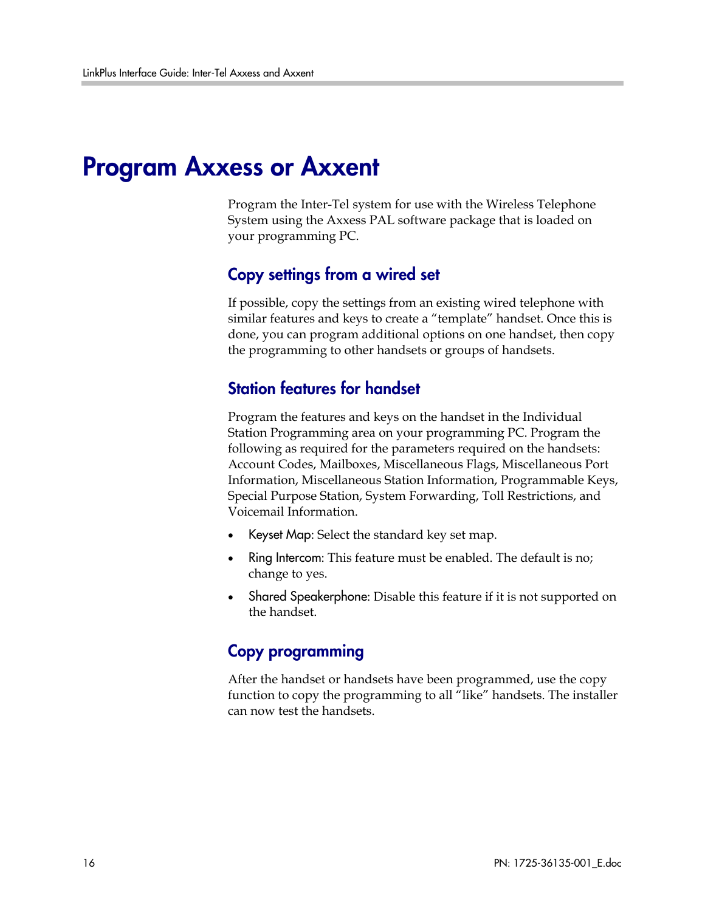# Program Axxess or Axxent

Program the Inter-Tel system for use with the Wireless Telephone System using the Axxess PAL software package that is loaded on your programming PC.

## Copy settings from a wired set

If possible, copy the settings from an existing wired telephone with similar features and keys to create a "template" handset. Once this is done, you can program additional options on one handset, then copy the programming to other handsets or groups of handsets.

## Station features for handset

Program the features and keys on the handset in the Individual Station Programming area on your programming PC. Program the following as required for the parameters required on the handsets: Account Codes, Mailboxes, Miscellaneous Flags, Miscellaneous Port Information, Miscellaneous Station Information, Programmable Keys, Special Purpose Station, System Forwarding, Toll Restrictions, and Voicemail Information.

- Keyset Map: Select the standard key set map.
- Ring Intercom: This feature must be enabled. The default is no; change to yes.
- Shared Speakerphone: Disable this feature if it is not supported on the handset.

## Copy programming

After the handset or handsets have been programmed, use the copy function to copy the programming to all "like" handsets. The installer can now test the handsets.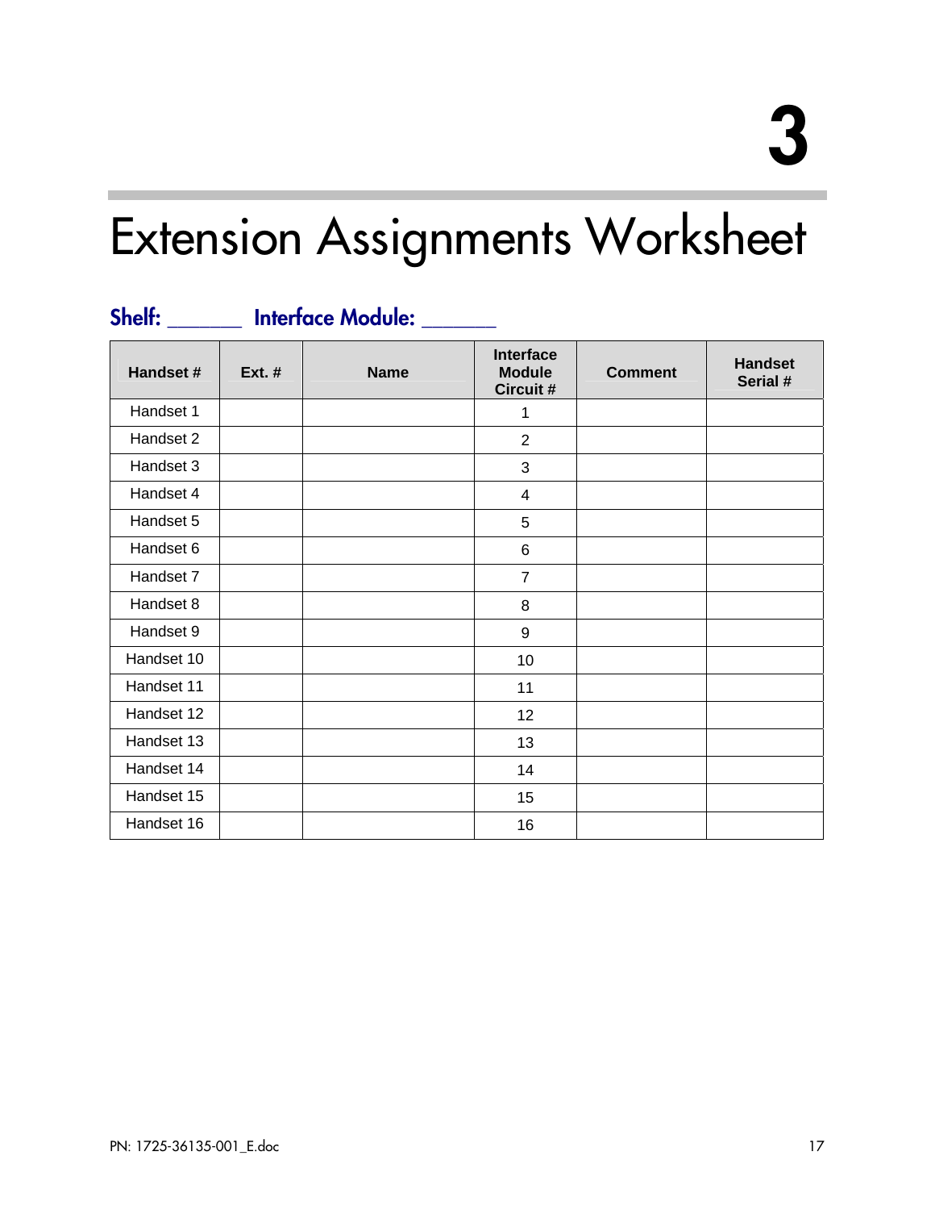# 3

# Extension Assignments Worksheet

**Shelf: \_\_\_\_\_\_ Interface Module: \_\_\_\_\_\_**

| Handset # | Ext. # | Name | Interface Module Circuit # | Comment | Handset Serial # |
|---|---|---|---|---|---|
| Handset 1 | | | 1 | | |
| Handset 2 | | | 2 | | |
| Handset 3 | | | 3 | | |
| Handset 4 | | | 4 | | |
| Handset 5 | | | 5 | | |
| Handset 6 | | | 6 | | |
| Handset 7 | | | 7 | | |
| Handset 8 | | | 8 | | |
| Handset 9 | | | 9 | | |
| Handset 10 | | | 10 | | |
| Handset 11 | | | 11 | | |
| Handset 12 | | | 12 | | |
| Handset 13 | | | 13 | | |
| Handset 14 | | | 14 | | |
| Handset 15 | | | 15 | | |
| Handset 16 | | | 16 | | |

PN: 1725-36135-001_E.doc